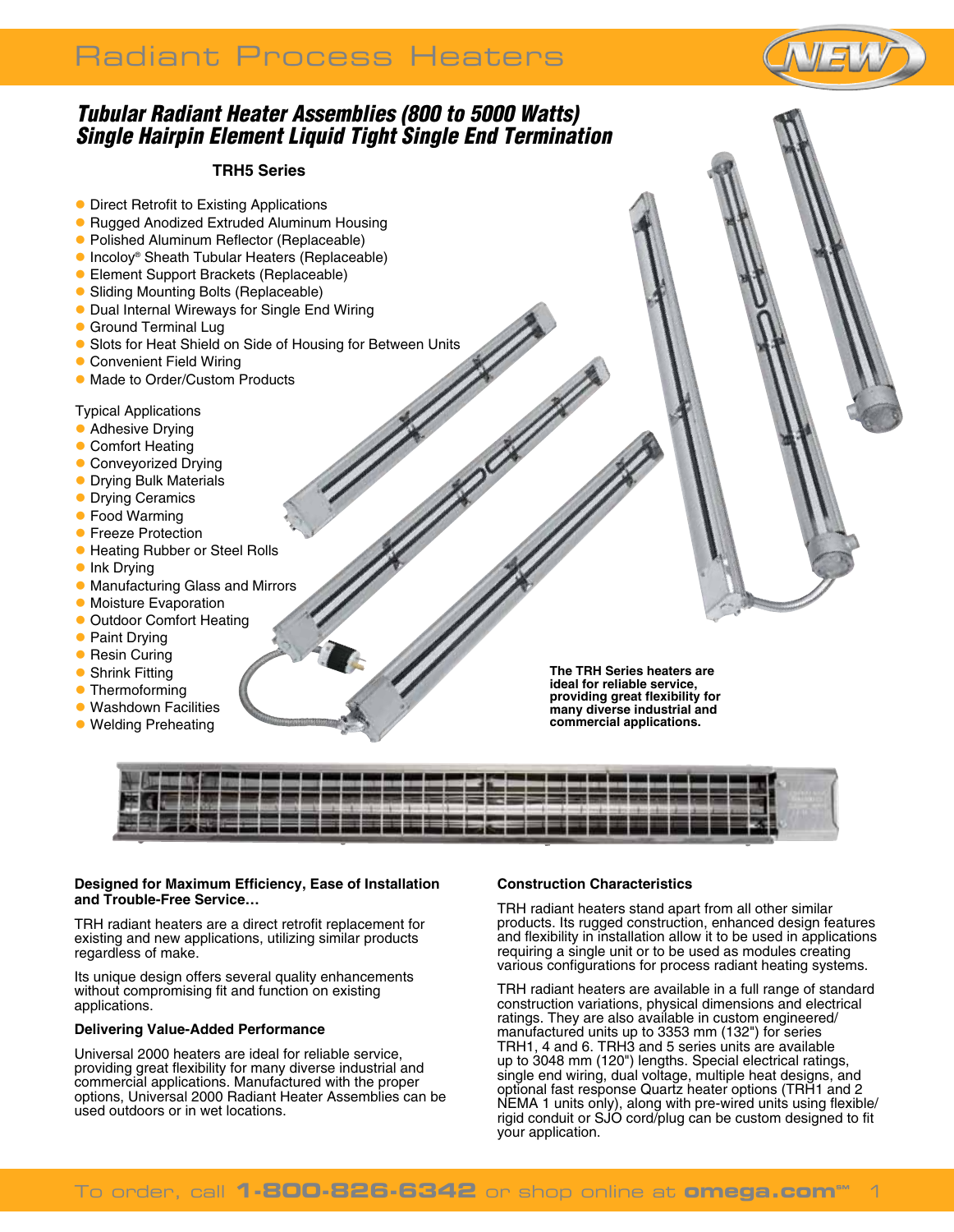# Radiant Process Heaters

## Tubular Radiant Heater Assemblies (800 to 5000 Watts) Single Hairpin Element Liquid Tight Single End Termination

### TRH5 Series

- Direct Retrofit to Existing Applications
- Rugged Anodized Extruded Aluminum Housing
- Polished Aluminum Reflector (Replaceable)
- Incoloy® Sheath Tubular Heaters (Replaceable)
- Element Support Brackets (Replaceable)
- Sliding Mounting Bolts (Replaceable)
- Dual Internal Wireways for Single End Wiring
- Ground Terminal Lug
- Slots for Heat Shield on Side of Housing for Between Units
- Convenient Field Wiring
- Made to Order/Custom Products

Typical Applications

- Adhesive Drying
- Comfort Heating
- Conveyorized Drying
- Drying Bulk Materials
- Drying Ceramics
- Food Warming
- Freeze Protection
- Heating Rubber or Steel Rolls
- Ink Drying
- Manufacturing Glass and Mirrors
- Moisture Evaporation
- Outdoor Comfort Heating
- Paint Drying
- Resin Curing
- Shrink Fitting
- Thermoforming
- Washdown Facilities
- Welding Preheating

**The TRH Series heaters are ideal for reliable service, providing great flexibility for many diverse industrial and commercial applications.**

**Designed for Maximum Efficiency, Ease of Installation and Trouble-Free Service…**

TRH radiant heaters are a direct retrofit replacement for existing and new applications, utilizing similar products regardless of make.

Its unique design offers several quality enhancements without compromising fit and function on existing applications.

**Delivering Value-Added Performance**

Universal 2000 heaters are ideal for reliable service, providing great flexibility for many diverse industrial and commercial applications. Manufactured with the proper options, Universal 2000 Radiant Heater Assemblies can be used outdoors or in wet locations.

**Construction Characteristics**

TRH radiant heaters stand apart from all other similar products. Its rugged construction, enhanced design features and flexibility in installation allow it to be used in applications requiring a single unit or to be used as modules creating various configurations for process radiant heating systems.

TRH radiant heaters are available in a full range of standard construction variations, physical dimensions and electrical ratings. They are also available in custom engineered/manufactured units up to 3353 mm (132") for series TRH1, 4 and 6. TRH3 and 5 series units are available up to 3048 mm (120") lengths. Special electrical ratings, single end wiring, dual voltage, multiple heat designs, and optional fast response Quartz heater options (TRH1 and 2 NEMA 1 units only), along with pre-wired units using flexible/rigid conduit or SJO cord/plug can be custom designed to fit your application.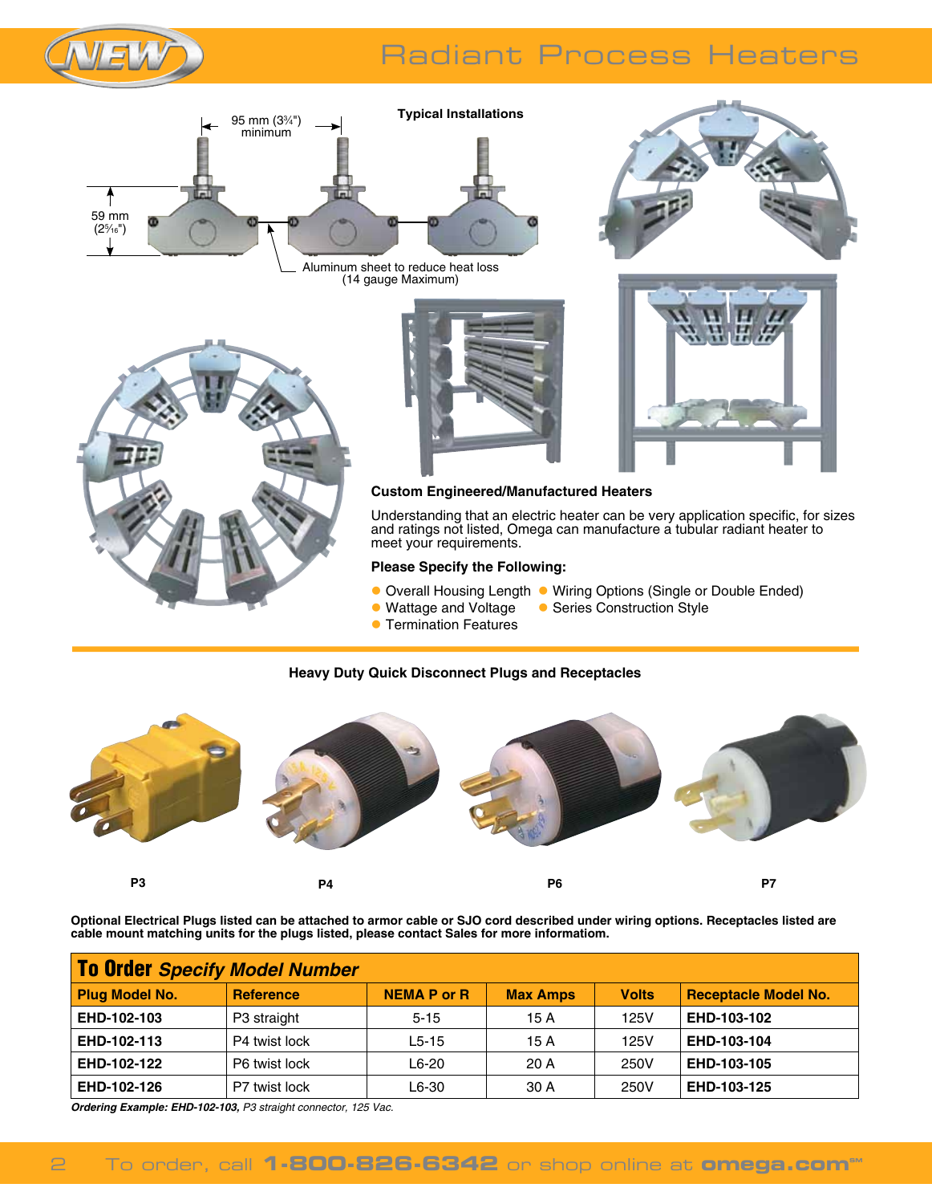# Radiant Process Heaters

**Typical Installations**

95 mm (3¾") minimum

59 mm (2⁵⁄₁₆")

Aluminum sheet to reduce heat loss (14 gauge Maximum)

### Custom Engineered/Manufactured Heaters

Understanding that an electric heater can be very application specific, for sizes and ratings not listed, Omega can manufacture a tubular radiant heater to meet your requirements.

**Please Specify the Following:**

- Overall Housing Length
- Wattage and Voltage
- Termination Features
- Wiring Options (Single or Double Ended)
- Series Construction Style

### Heavy Duty Quick Disconnect Plugs and Receptacles

P3 P4 P6 P7

**Optional Electrical Plugs listed can be attached to armor cable or SJO cord described under wiring options. Receptacles listed are cable mount matching units for the plugs listed, please contact Sales for more information.**

**To Order** ***Specify Model Number***

| Plug Model No. | Reference | NEMA P or R | Max Amps | Volts | Receptacle Model No. |
|---|---|---|---|---|---|
| **EHD-102-103** | P3 straight | 5-15 | 15 A | 125V | **EHD-103-102** |
| **EHD-102-113** | P4 twist lock | L5-15 | 15 A | 125V | **EHD-103-104** |
| **EHD-102-122** | P6 twist lock | L6-20 | 20 A | 250V | **EHD-103-105** |
| **EHD-102-126** | P7 twist lock | L6-30 | 30 A | 250V | **EHD-103-125** |

***Ordering Example: EHD-102-103,*** *P3 straight connector, 125 Vac.*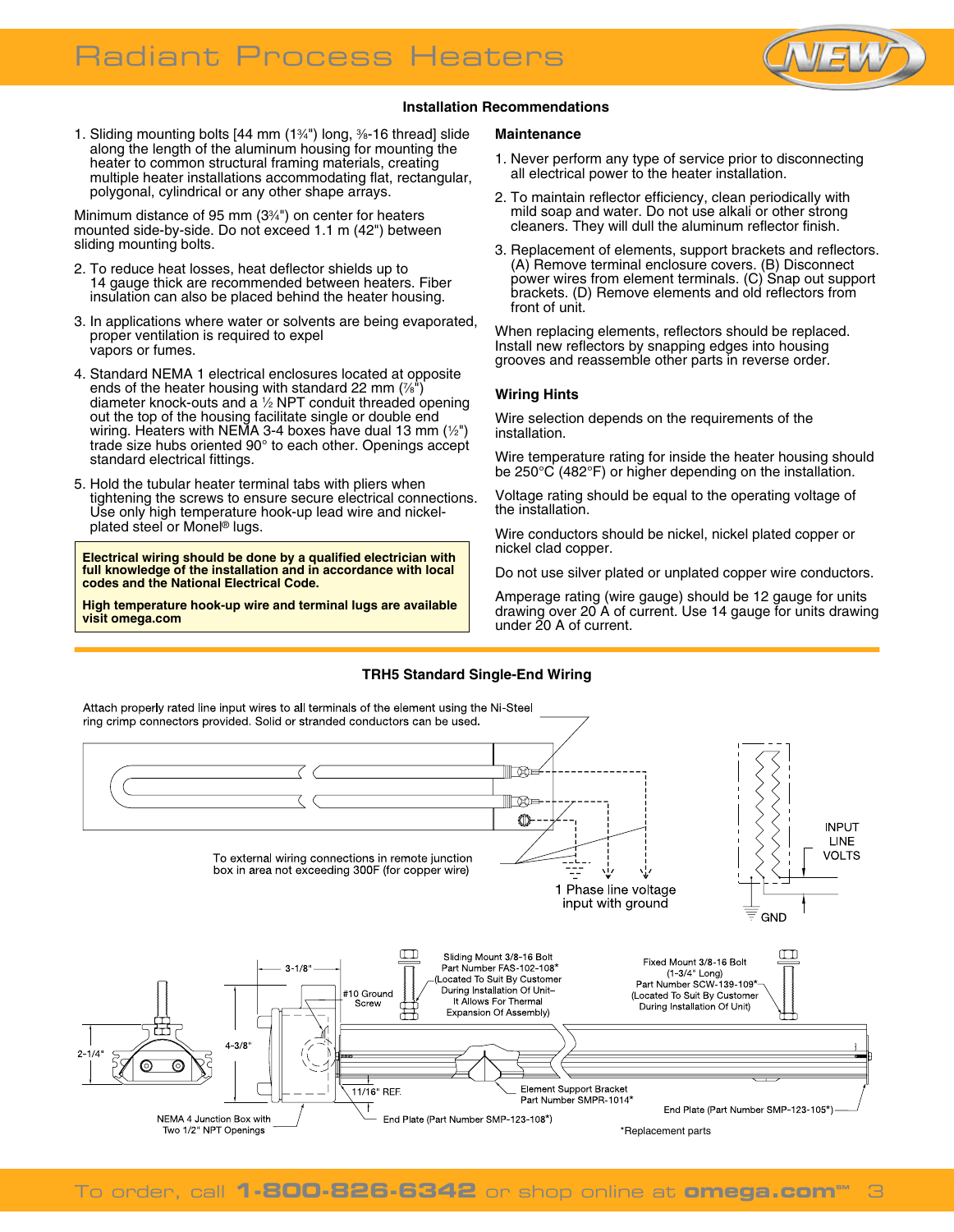## Installation Recommendations

1. Sliding mounting bolts [44 mm (1¾") long, ⅜-16 thread] slide along the length of the aluminum housing for mounting the heater to common structural framing materials, creating multiple heater installations accommodating flat, rectangular, polygonal, cylindrical or any other shape arrays.

   Minimum distance of 95 mm (3¾") on center for heaters mounted side-by-side. Do not exceed 1.1 m (42") between sliding mounting bolts.

2. To reduce heat losses, heat deflector shields up to 14 gauge thick are recommended between heaters. Fiber insulation can also be placed behind the heater housing.

3. In applications where water or solvents are being evaporated, proper ventilation is required to expel vapors or fumes.

4. Standard NEMA 1 electrical enclosures located at opposite ends of the heater housing with standard 22 mm (⅞") diameter knock-outs and a ½ NPT conduit threaded opening out the top of the housing facilitate single or double end wiring. Heaters with NEMA 3-4 boxes have dual 13 mm (½") trade size hubs oriented 90° to each other. Openings accept standard electrical fittings.

5. Hold the tubular heater terminal tabs with pliers when tightening the screws to ensure secure electrical connections. Use only high temperature hook-up lead wire and nickel-plated steel or Monel® lugs.

**Electrical wiring should be done by a qualified electrician with full knowledge of the installation and in accordance with local codes and the National Electrical Code.**

**High temperature hook-up wire and terminal lugs are available visit omega.com**

### Maintenance

1. Never perform any type of service prior to disconnecting all electrical power to the heater installation.

2. To maintain reflector efficiency, clean periodically with mild soap and water. Do not use alkali or other strong cleaners. They will dull the aluminum reflector finish.

3. Replacement of elements, support brackets and reflectors. (A) Remove terminal enclosure covers. (B) Disconnect power wires from element terminals. (C) Snap out support brackets. (D) Remove elements and old reflectors from front of unit.

When replacing elements, reflectors should be replaced. Install new reflectors by snapping edges into housing grooves and reassemble other parts in reverse order.

### Wiring Hints

Wire selection depends on the requirements of the installation.

Wire temperature rating for inside the heater housing should be 250°C (482°F) or higher depending on the installation.

Voltage rating should be equal to the operating voltage of the installation.

Wire conductors should be nickel, nickel plated copper or nickel clad copper.

Do not use silver plated or unplated copper wire conductors.

Amperage rating (wire gauge) should be 12 gauge for units drawing over 20 A of current. Use 14 gauge for units drawing under 20 A of current.

## TRH5 Standard Single-End Wiring

Attach properly rated line input wires to all terminals of the element using the Ni-Steel ring crimp connectors provided. Solid or stranded conductors can be used.

To external wiring connections in remote junction box in area not exceeding 300F (for copper wire)

1 Phase line voltage input with ground

INPUT LINE VOLTS

GND

3-1/8"

4-3/8"

2-1/4"

#10 Ground Screw

Sliding Mount 3/8-16 Bolt Part Number FAS-102-108* (Located To Suit By Customer During Installation Of Unit– It Allows For Thermal Expansion Of Assembly)

Fixed Mount 3/8-16 Bolt (1-3/4" Long) Part Number SCW-139-109* (Located To Suit By Customer During Installation Of Unit)

11/16" REF.

Element Support Bracket Part Number SMPR-1014*

NEMA 4 Junction Box with Two 1/2" NPT Openings

End Plate (Part Number SMP-123-108*)

End Plate (Part Number SMP-123-105*)

*Replacement parts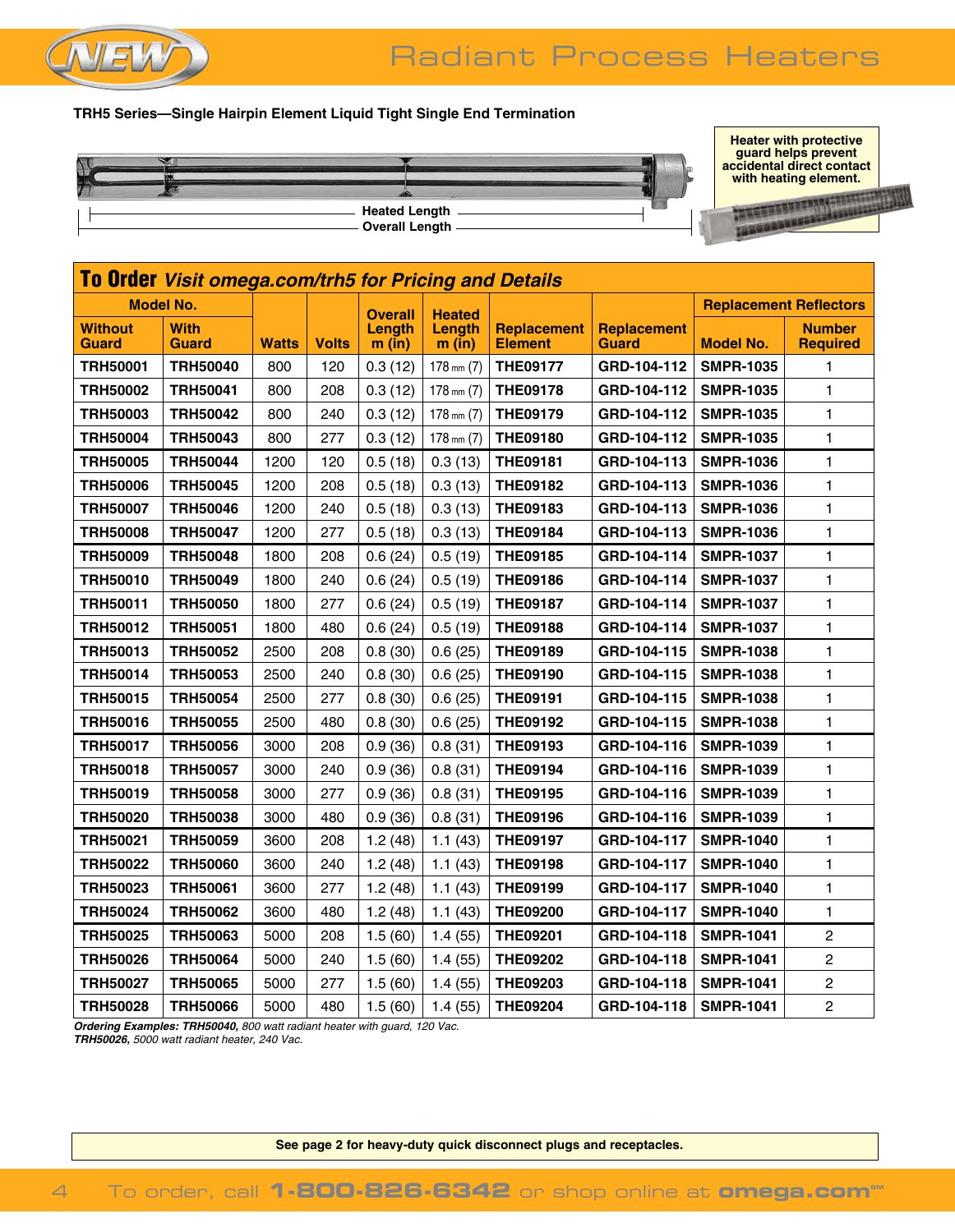### TRH5 Series—Single Hairpin Element Liquid Tight Single End Termination

Heated Length
Overall Length

Heater with protective guard helps prevent accidental direct contact with heating element.

## To Order *Visit omega.com/trh5 for Pricing and Details*

| Model No. | | | | | | | | Replacement Reflectors | |
|---|---|---|---|---|---|---|---|---|---|
| Without Guard | With Guard | Watts | Volts | Overall Length m (in) | Heated Length m (in) | Replacement Element | Replacement Guard | Model No. | Number Required |
| TRH50001 | TRH50040 | 800 | 120 | 0.3 (12) | 178 mm (7) | THE09177 | GRD-104-112 | SMPR-1035 | 1 |
| TRH50002 | TRH50041 | 800 | 208 | 0.3 (12) | 178 mm (7) | THE09178 | GRD-104-112 | SMPR-1035 | 1 |
| TRH50003 | TRH50042 | 800 | 240 | 0.3 (12) | 178 mm (7) | THE09179 | GRD-104-112 | SMPR-1035 | 1 |
| TRH50004 | TRH50043 | 800 | 277 | 0.3 (12) | 178 mm (7) | THE09180 | GRD-104-112 | SMPR-1035 | 1 |
| TRH50005 | TRH50044 | 1200 | 120 | 0.5 (18) | 0.3 (13) | THE09181 | GRD-104-113 | SMPR-1036 | 1 |
| TRH50006 | TRH50045 | 1200 | 208 | 0.5 (18) | 0.3 (13) | THE09182 | GRD-104-113 | SMPR-1036 | 1 |
| TRH50007 | TRH50046 | 1200 | 240 | 0.5 (18) | 0.3 (13) | THE09183 | GRD-104-113 | SMPR-1036 | 1 |
| TRH50008 | TRH50047 | 1200 | 277 | 0.5 (18) | 0.3 (13) | THE09184 | GRD-104-113 | SMPR-1036 | 1 |
| TRH50009 | TRH50048 | 1800 | 208 | 0.6 (24) | 0.5 (19) | THE09185 | GRD-104-114 | SMPR-1037 | 1 |
| TRH50010 | TRH50049 | 1800 | 240 | 0.6 (24) | 0.5 (19) | THE09186 | GRD-104-114 | SMPR-1037 | 1 |
| TRH50011 | TRH50050 | 1800 | 277 | 0.6 (24) | 0.5 (19) | THE09187 | GRD-104-114 | SMPR-1037 | 1 |
| TRH50012 | TRH50051 | 1800 | 480 | 0.6 (24) | 0.5 (19) | THE09188 | GRD-104-114 | SMPR-1037 | 1 |
| TRH50013 | TRH50052 | 2500 | 208 | 0.8 (30) | 0.6 (25) | THE09189 | GRD-104-115 | SMPR-1038 | 1 |
| TRH50014 | TRH50053 | 2500 | 240 | 0.8 (30) | 0.6 (25) | THE09190 | GRD-104-115 | SMPR-1038 | 1 |
| TRH50015 | TRH50054 | 2500 | 277 | 0.8 (30) | 0.6 (25) | THE09191 | GRD-104-115 | SMPR-1038 | 1 |
| TRH50016 | TRH50055 | 2500 | 480 | 0.8 (30) | 0.6 (25) | THE09192 | GRD-104-115 | SMPR-1038 | 1 |
| TRH50017 | TRH50056 | 3000 | 208 | 0.9 (36) | 0.8 (31) | THE09193 | GRD-104-116 | SMPR-1039 | 1 |
| TRH50018 | TRH50057 | 3000 | 240 | 0.9 (36) | 0.8 (31) | THE09194 | GRD-104-116 | SMPR-1039 | 1 |
| TRH50019 | TRH50058 | 3000 | 277 | 0.9 (36) | 0.8 (31) | THE09195 | GRD-104-116 | SMPR-1039 | 1 |
| TRH50020 | TRH50038 | 3000 | 480 | 0.9 (36) | 0.8 (31) | THE09196 | GRD-104-116 | SMPR-1039 | 1 |
| TRH50021 | TRH50059 | 3600 | 208 | 1.2 (48) | 1.1 (43) | THE09197 | GRD-104-117 | SMPR-1040 | 1 |
| TRH50022 | TRH50060 | 3600 | 240 | 1.2 (48) | 1.1 (43) | THE09198 | GRD-104-117 | SMPR-1040 | 1 |
| TRH50023 | TRH50061 | 3600 | 277 | 1.2 (48) | 1.1 (43) | THE09199 | GRD-104-117 | SMPR-1040 | 1 |
| TRH50024 | TRH50062 | 3600 | 480 | 1.2 (48) | 1.1 (43) | THE09200 | GRD-104-117 | SMPR-1040 | 1 |
| TRH50025 | TRH50063 | 5000 | 208 | 1.5 (60) | 1.4 (55) | THE09201 | GRD-104-118 | SMPR-1041 | 2 |
| TRH50026 | TRH50064 | 5000 | 240 | 1.5 (60) | 1.4 (55) | THE09202 | GRD-104-118 | SMPR-1041 | 2 |
| TRH50027 | TRH50065 | 5000 | 277 | 1.5 (60) | 1.4 (55) | THE09203 | GRD-104-118 | SMPR-1041 | 2 |
| TRH50028 | TRH50066 | 5000 | 480 | 1.5 (60) | 1.4 (55) | THE09204 | GRD-104-118 | SMPR-1041 | 2 |

*Ordering Examples: **TRH50040,** 800 watt radiant heater with guard, 120 Vac.*
***TRH50026,** 5000 watt radiant heater, 240 Vac.*

**See page 2 for heavy-duty quick disconnect plugs and receptacles.**